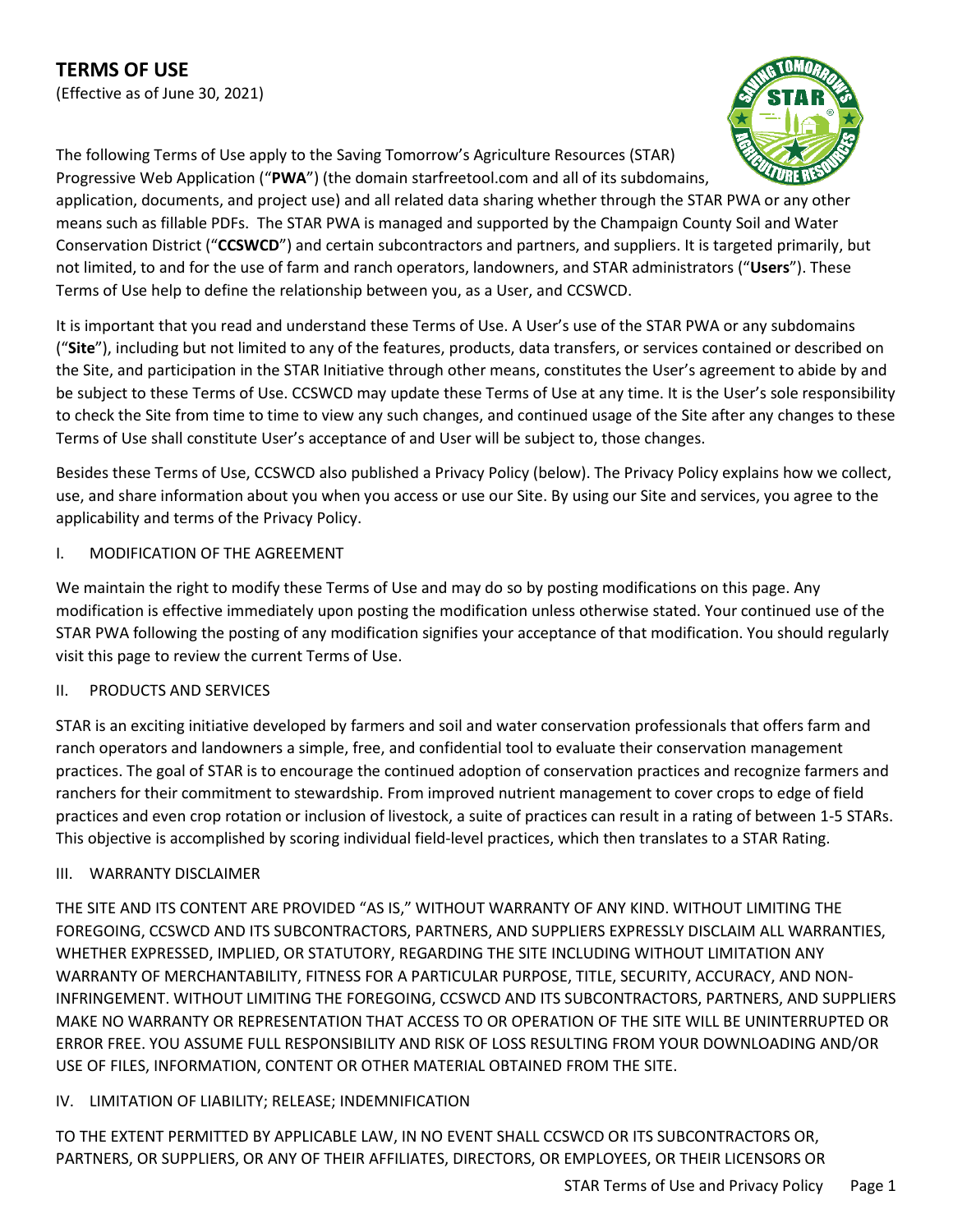# TERMS OF USE

(Effective as of June 30, 2021)

The following Terms of Use apply to the Saving Tomorrow's Agriculture Resources (STAR) Progressive Web Application ("**PWA**") (the domain starfreetool.com and all of its subdomains, application, documents, and project use) and all related data sharing whether through the STAR PWA or any other means such as fillable PDFs. The STAR PWA is managed and supported by the Champaign County Soil and Water Conservation District ("**CCSWCD**") and certain subcontractors and partners, and suppliers. It is targeted primarily, but not limited, to and for the use of farm and ranch operators, landowners, and STAR administrators ("**Users**"). These Terms of Use help to define the relationship between you, as a User, and CCSWCD.

It is important that you read and understand these Terms of Use. A User's use of the STAR PWA or any subdomains ("**Site**"), including but not limited to any of the features, products, data transfers, or services contained or described on the Site, and participation in the STAR Initiative through other means, constitutes the User's agreement to abide by and be subject to these Terms of Use. CCSWCD may update these Terms of Use at any time. It is the User's sole responsibility to check the Site from time to time to view any such changes, and continued usage of the Site after any changes to these Terms of Use shall constitute User's acceptance of and User will be subject to, those changes.

Besides these Terms of Use, CCSWCD also published a Privacy Policy (below). The Privacy Policy explains how we collect, use, and share information about you when you access or use our Site. By using our Site and services, you agree to the applicability and terms of the Privacy Policy.

## I. MODIFICATION OF THE AGREEMENT

We maintain the right to modify these Terms of Use and may do so by posting modifications on this page. Any modification is effective immediately upon posting the modification unless otherwise stated. Your continued use of the STAR PWA following the posting of any modification signifies your acceptance of that modification. You should regularly visit this page to review the current Terms of Use.

## II. PRODUCTS AND SERVICES

STAR is an exciting initiative developed by farmers and soil and water conservation professionals that offers farm and ranch operators and landowners a simple, free, and confidential tool to evaluate their conservation management practices. The goal of STAR is to encourage the continued adoption of conservation practices and recognize farmers and ranchers for their commitment to stewardship. From improved nutrient management to cover crops to edge of field practices and even crop rotation or inclusion of livestock, a suite of practices can result in a rating of between 1-5 STARs. This objective is accomplished by scoring individual field-level practices, which then translates to a STAR Rating.

## III. WARRANTY DISCLAIMER

THE SITE AND ITS CONTENT ARE PROVIDED "AS IS," WITHOUT WARRANTY OF ANY KIND. WITHOUT LIMITING THE FOREGOING, CCSWCD AND ITS SUBCONTRACTORS, PARTNERS, AND SUPPLIERS EXPRESSLY DISCLAIM ALL WARRANTIES, WHETHER EXPRESSED, IMPLIED, OR STATUTORY, REGARDING THE SITE INCLUDING WITHOUT LIMITATION ANY WARRANTY OF MERCHANTABILITY, FITNESS FOR A PARTICULAR PURPOSE, TITLE, SECURITY, ACCURACY, AND NON-INFRINGEMENT. WITHOUT LIMITING THE FOREGOING, CCSWCD AND ITS SUBCONTRACTORS, PARTNERS, AND SUPPLIERS MAKE NO WARRANTY OR REPRESENTATION THAT ACCESS TO OR OPERATION OF THE SITE WILL BE UNINTERRUPTED OR ERROR FREE. YOU ASSUME FULL RESPONSIBILITY AND RISK OF LOSS RESULTING FROM YOUR DOWNLOADING AND/OR USE OF FILES, INFORMATION, CONTENT OR OTHER MATERIAL OBTAINED FROM THE SITE.

## IV. LIMITATION OF LIABILITY; RELEASE; INDEMNIFICATION

TO THE EXTENT PERMITTED BY APPLICABLE LAW, IN NO EVENT SHALL CCSWCD OR ITS SUBCONTRACTORS OR, PARTNERS, OR SUPPLIERS, OR ANY OF THEIR AFFILIATES, DIRECTORS, OR EMPLOYEES, OR THEIR LICENSORS OR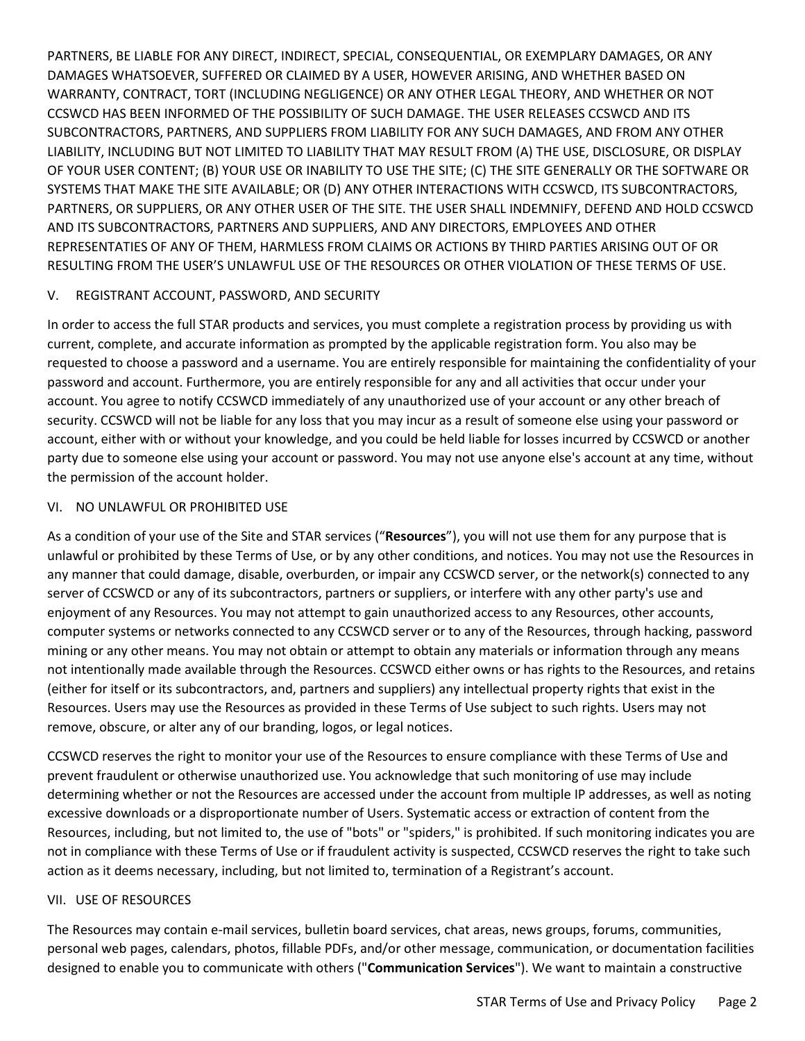PARTNERS, BE LIABLE FOR ANY DIRECT, INDIRECT, SPECIAL, CONSEQUENTIAL, OR EXEMPLARY DAMAGES, OR ANY DAMAGES WHATSOEVER, SUFFERED OR CLAIMED BY A USER, HOWEVER ARISING, AND WHETHER BASED ON WARRANTY, CONTRACT, TORT (INCLUDING NEGLIGENCE) OR ANY OTHER LEGAL THEORY, AND WHETHER OR NOT CCSWCD HAS BEEN INFORMED OF THE POSSIBILITY OF SUCH DAMAGE. THE USER RELEASES CCSWCD AND ITS SUBCONTRACTORS, PARTNERS, AND SUPPLIERS FROM LIABILITY FOR ANY SUCH DAMAGES, AND FROM ANY OTHER LIABILITY, INCLUDING BUT NOT LIMITED TO LIABILITY THAT MAY RESULT FROM (A) THE USE, DISCLOSURE, OR DISPLAY OF YOUR USER CONTENT; (B) YOUR USE OR INABILITY TO USE THE SITE; (C) THE SITE GENERALLY OR THE SOFTWARE OR SYSTEMS THAT MAKE THE SITE AVAILABLE; OR (D) ANY OTHER INTERACTIONS WITH CCSWCD, ITS SUBCONTRACTORS, PARTNERS, OR SUPPLIERS, OR ANY OTHER USER OF THE SITE. THE USER SHALL INDEMNIFY, DEFEND AND HOLD CCSWCD AND ITS SUBCONTRACTORS, PARTNERS AND SUPPLIERS, AND ANY DIRECTORS, EMPLOYEES AND OTHER REPRESENTATIES OF ANY OF THEM, HARMLESS FROM CLAIMS OR ACTIONS BY THIRD PARTIES ARISING OUT OF OR RESULTING FROM THE USER'S UNLAWFUL USE OF THE RESOURCES OR OTHER VIOLATION OF THESE TERMS OF USE.

## V. REGISTRANT ACCOUNT, PASSWORD, AND SECURITY

In order to access the full STAR products and services, you must complete a registration process by providing us with current, complete, and accurate information as prompted by the applicable registration form. You also may be requested to choose a password and a username. You are entirely responsible for maintaining the confidentiality of your password and account. Furthermore, you are entirely responsible for any and all activities that occur under your account. You agree to notify CCSWCD immediately of any unauthorized use of your account or any other breach of security. CCSWCD will not be liable for any loss that you may incur as a result of someone else using your password or account, either with or without your knowledge, and you could be held liable for losses incurred by CCSWCD or another party due to someone else using your account or password. You may not use anyone else's account at any time, without the permission of the account holder.

## VI. NO UNLAWFUL OR PROHIBITED USE

As a condition of your use of the Site and STAR services ("**Resources**"), you will not use them for any purpose that is unlawful or prohibited by these Terms of Use, or by any other conditions, and notices. You may not use the Resources in any manner that could damage, disable, overburden, or impair any CCSWCD server, or the network(s) connected to any server of CCSWCD or any of its subcontractors, partners or suppliers, or interfere with any other party's use and enjoyment of any Resources. You may not attempt to gain unauthorized access to any Resources, other accounts, computer systems or networks connected to any CCSWCD server or to any of the Resources, through hacking, password mining or any other means. You may not obtain or attempt to obtain any materials or information through any means not intentionally made available through the Resources. CCSWCD either owns or has rights to the Resources, and retains (either for itself or its subcontractors, and, partners and suppliers) any intellectual property rights that exist in the Resources. Users may use the Resources as provided in these Terms of Use subject to such rights. Users may not remove, obscure, or alter any of our branding, logos, or legal notices.

CCSWCD reserves the right to monitor your use of the Resources to ensure compliance with these Terms of Use and prevent fraudulent or otherwise unauthorized use. You acknowledge that such monitoring of use may include determining whether or not the Resources are accessed under the account from multiple IP addresses, as well as noting excessive downloads or a disproportionate number of Users. Systematic access or extraction of content from the Resources, including, but not limited to, the use of "bots" or "spiders," is prohibited. If such monitoring indicates you are not in compliance with these Terms of Use or if fraudulent activity is suspected, CCSWCD reserves the right to take such action as it deems necessary, including, but not limited to, termination of a Registrant's account.

## VII. USE OF RESOURCES

The Resources may contain e-mail services, bulletin board services, chat areas, news groups, forums, communities, personal web pages, calendars, photos, fillable PDFs, and/or other message, communication, or documentation facilities designed to enable you to communicate with others ("**Communication Services**"). We want to maintain a constructive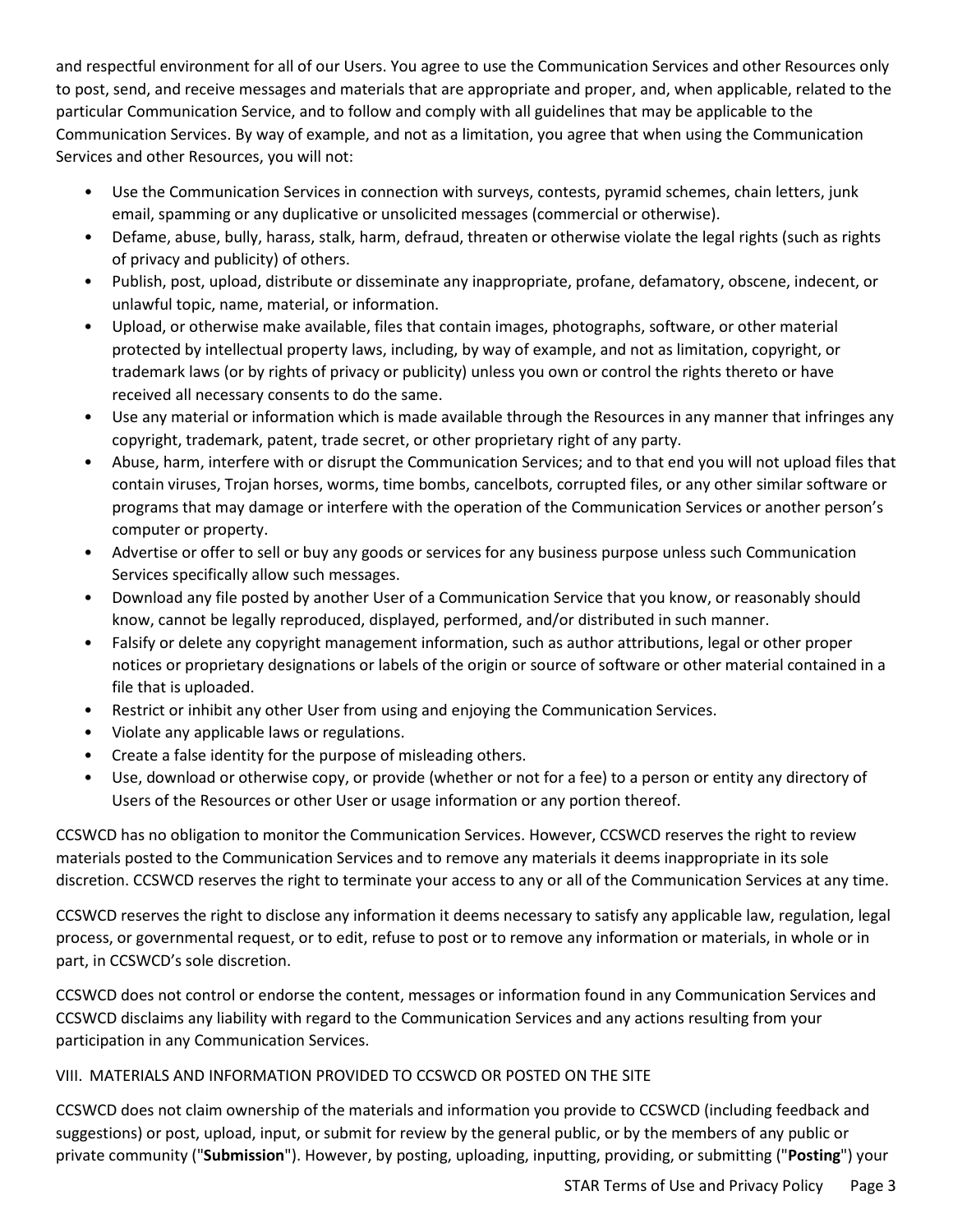and respectful environment for all of our Users. You agree to use the Communication Services and other Resources only to post, send, and receive messages and materials that are appropriate and proper, and, when applicable, related to the particular Communication Service, and to follow and comply with all guidelines that may be applicable to the Communication Services. By way of example, and not as a limitation, you agree that when using the Communication Services and other Resources, you will not:

- Use the Communication Services in connection with surveys, contests, pyramid schemes, chain letters, junk email, spamming or any duplicative or unsolicited messages (commercial or otherwise).
- Defame, abuse, bully, harass, stalk, harm, defraud, threaten or otherwise violate the legal rights (such as rights of privacy and publicity) of others.
- Publish, post, upload, distribute or disseminate any inappropriate, profane, defamatory, obscene, indecent, or unlawful topic, name, material, or information.
- Upload, or otherwise make available, files that contain images, photographs, software, or other material protected by intellectual property laws, including, by way of example, and not as limitation, copyright, or trademark laws (or by rights of privacy or publicity) unless you own or control the rights thereto or have received all necessary consents to do the same.
- Use any material or information which is made available through the Resources in any manner that infringes any copyright, trademark, patent, trade secret, or other proprietary right of any party.
- Abuse, harm, interfere with or disrupt the Communication Services; and to that end you will not upload files that contain viruses, Trojan horses, worms, time bombs, cancelbots, corrupted files, or any other similar software or programs that may damage or interfere with the operation of the Communication Services or another person's computer or property.
- Advertise or offer to sell or buy any goods or services for any business purpose unless such Communication Services specifically allow such messages.
- Download any file posted by another User of a Communication Service that you know, or reasonably should know, cannot be legally reproduced, displayed, performed, and/or distributed in such manner.
- Falsify or delete any copyright management information, such as author attributions, legal or other proper notices or proprietary designations or labels of the origin or source of software or other material contained in a file that is uploaded.
- Restrict or inhibit any other User from using and enjoying the Communication Services.
- Violate any applicable laws or regulations.
- Create a false identity for the purpose of misleading others.
- Use, download or otherwise copy, or provide (whether or not for a fee) to a person or entity any directory of Users of the Resources or other User or usage information or any portion thereof.

CCSWCD has no obligation to monitor the Communication Services. However, CCSWCD reserves the right to review materials posted to the Communication Services and to remove any materials it deems inappropriate in its sole discretion. CCSWCD reserves the right to terminate your access to any or all of the Communication Services at any time.

CCSWCD reserves the right to disclose any information it deems necessary to satisfy any applicable law, regulation, legal process, or governmental request, or to edit, refuse to post or to remove any information or materials, in whole or in part, in CCSWCD's sole discretion.

CCSWCD does not control or endorse the content, messages or information found in any Communication Services and CCSWCD disclaims any liability with regard to the Communication Services and any actions resulting from your participation in any Communication Services.

## VIII. MATERIALS AND INFORMATION PROVIDED TO CCSWCD OR POSTED ON THE SITE

CCSWCD does not claim ownership of the materials and information you provide to CCSWCD (including feedback and suggestions) or post, upload, input, or submit for review by the general public, or by the members of any public or private community ("**Submission**"). However, by posting, uploading, inputting, providing, or submitting ("**Posting**") your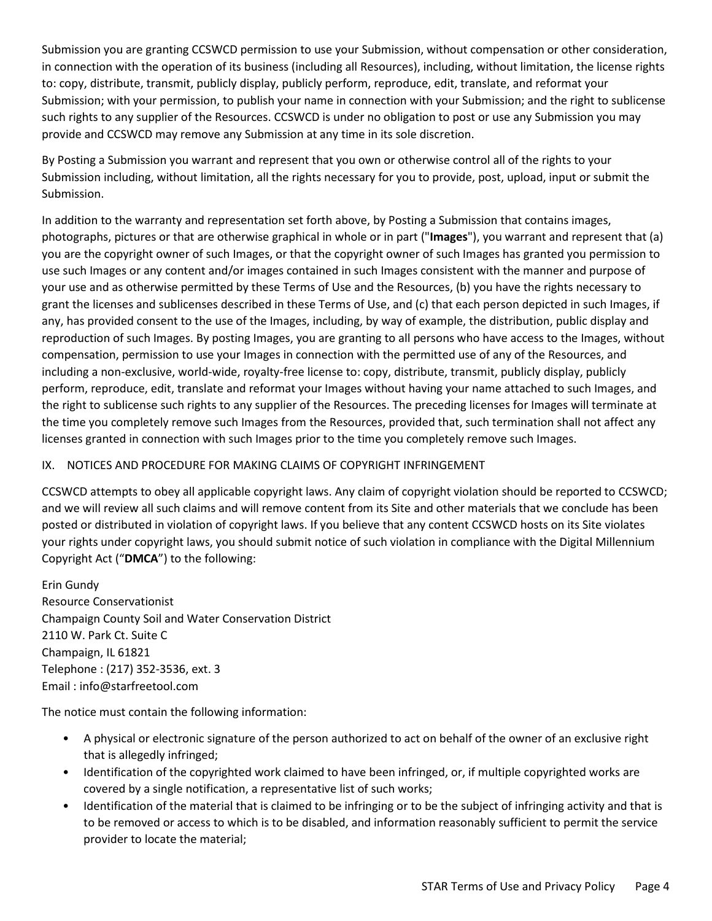Submission you are granting CCSWCD permission to use your Submission, without compensation or other consideration, in connection with the operation of its business (including all Resources), including, without limitation, the license rights to: copy, distribute, transmit, publicly display, publicly perform, reproduce, edit, translate, and reformat your Submission; with your permission, to publish your name in connection with your Submission; and the right to sublicense such rights to any supplier of the Resources. CCSWCD is under no obligation to post or use any Submission you may provide and CCSWCD may remove any Submission at any time in its sole discretion.

By Posting a Submission you warrant and represent that you own or otherwise control all of the rights to your Submission including, without limitation, all the rights necessary for you to provide, post, upload, input or submit the Submission.

In addition to the warranty and representation set forth above, by Posting a Submission that contains images, photographs, pictures or that are otherwise graphical in whole or in part ("**Images**"), you warrant and represent that (a) you are the copyright owner of such Images, or that the copyright owner of such Images has granted you permission to use such Images or any content and/or images contained in such Images consistent with the manner and purpose of your use and as otherwise permitted by these Terms of Use and the Resources, (b) you have the rights necessary to grant the licenses and sublicenses described in these Terms of Use, and (c) that each person depicted in such Images, if any, has provided consent to the use of the Images, including, by way of example, the distribution, public display and reproduction of such Images. By posting Images, you are granting to all persons who have access to the Images, without compensation, permission to use your Images in connection with the permitted use of any of the Resources, and including a non-exclusive, world-wide, royalty-free license to: copy, distribute, transmit, publicly display, publicly perform, reproduce, edit, translate and reformat your Images without having your name attached to such Images, and the right to sublicense such rights to any supplier of the Resources. The preceding licenses for Images will terminate at the time you completely remove such Images from the Resources, provided that, such termination shall not affect any licenses granted in connection with such Images prior to the time you completely remove such Images.

## IX. NOTICES AND PROCEDURE FOR MAKING CLAIMS OF COPYRIGHT INFRINGEMENT

CCSWCD attempts to obey all applicable copyright laws. Any claim of copyright violation should be reported to CCSWCD; and we will review all such claims and will remove content from its Site and other materials that we conclude has been posted or distributed in violation of copyright laws. If you believe that any content CCSWCD hosts on its Site violates your rights under copyright laws, you should submit notice of such violation in compliance with the Digital Millennium Copyright Act ("**DMCA**") to the following:

Erin Gundy
Resource Conservationist
Champaign County Soil and Water Conservation District
2110 W. Park Ct. Suite C
Champaign, IL 61821
Telephone : (217) 352-3536, ext. 3
Email : info@starfreetool.com

The notice must contain the following information:

- A physical or electronic signature of the person authorized to act on behalf of the owner of an exclusive right that is allegedly infringed;
- Identification of the copyrighted work claimed to have been infringed, or, if multiple copyrighted works are covered by a single notification, a representative list of such works;
- Identification of the material that is claimed to be infringing or to be the subject of infringing activity and that is to be removed or access to which is to be disabled, and information reasonably sufficient to permit the service provider to locate the material;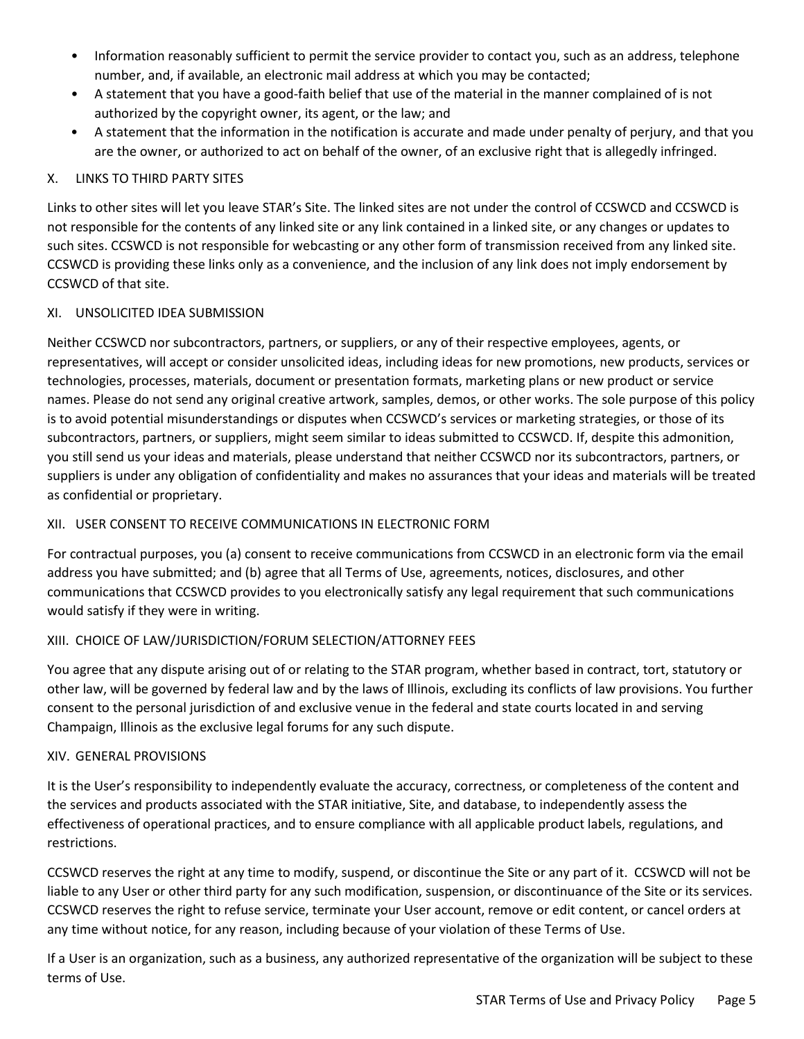- Information reasonably sufficient to permit the service provider to contact you, such as an address, telephone number, and, if available, an electronic mail address at which you may be contacted;
- A statement that you have a good-faith belief that use of the material in the manner complained of is not authorized by the copyright owner, its agent, or the law; and
- A statement that the information in the notification is accurate and made under penalty of perjury, and that you are the owner, or authorized to act on behalf of the owner, of an exclusive right that is allegedly infringed.

## X. LINKS TO THIRD PARTY SITES

Links to other sites will let you leave STAR's Site. The linked sites are not under the control of CCSWCD and CCSWCD is not responsible for the contents of any linked site or any link contained in a linked site, or any changes or updates to such sites. CCSWCD is not responsible for webcasting or any other form of transmission received from any linked site. CCSWCD is providing these links only as a convenience, and the inclusion of any link does not imply endorsement by CCSWCD of that site.

## XI. UNSOLICITED IDEA SUBMISSION

Neither CCSWCD nor subcontractors, partners, or suppliers, or any of their respective employees, agents, or representatives, will accept or consider unsolicited ideas, including ideas for new promotions, new products, services or technologies, processes, materials, document or presentation formats, marketing plans or new product or service names. Please do not send any original creative artwork, samples, demos, or other works. The sole purpose of this policy is to avoid potential misunderstandings or disputes when CCSWCD's services or marketing strategies, or those of its subcontractors, partners, or suppliers, might seem similar to ideas submitted to CCSWCD. If, despite this admonition, you still send us your ideas and materials, please understand that neither CCSWCD nor its subcontractors, partners, or suppliers is under any obligation of confidentiality and makes no assurances that your ideas and materials will be treated as confidential or proprietary.

## XII. USER CONSENT TO RECEIVE COMMUNICATIONS IN ELECTRONIC FORM

For contractual purposes, you (a) consent to receive communications from CCSWCD in an electronic form via the email address you have submitted; and (b) agree that all Terms of Use, agreements, notices, disclosures, and other communications that CCSWCD provides to you electronically satisfy any legal requirement that such communications would satisfy if they were in writing.

## XIII. CHOICE OF LAW/JURISDICTION/FORUM SELECTION/ATTORNEY FEES

You agree that any dispute arising out of or relating to the STAR program, whether based in contract, tort, statutory or other law, will be governed by federal law and by the laws of Illinois, excluding its conflicts of law provisions. You further consent to the personal jurisdiction of and exclusive venue in the federal and state courts located in and serving Champaign, Illinois as the exclusive legal forums for any such dispute.

## XIV. GENERAL PROVISIONS

It is the User's responsibility to independently evaluate the accuracy, correctness, or completeness of the content and the services and products associated with the STAR initiative, Site, and database, to independently assess the effectiveness of operational practices, and to ensure compliance with all applicable product labels, regulations, and restrictions.

CCSWCD reserves the right at any time to modify, suspend, or discontinue the Site or any part of it. CCSWCD will not be liable to any User or other third party for any such modification, suspension, or discontinuance of the Site or its services. CCSWCD reserves the right to refuse service, terminate your User account, remove or edit content, or cancel orders at any time without notice, for any reason, including because of your violation of these Terms of Use.

If a User is an organization, such as a business, any authorized representative of the organization will be subject to these terms of Use.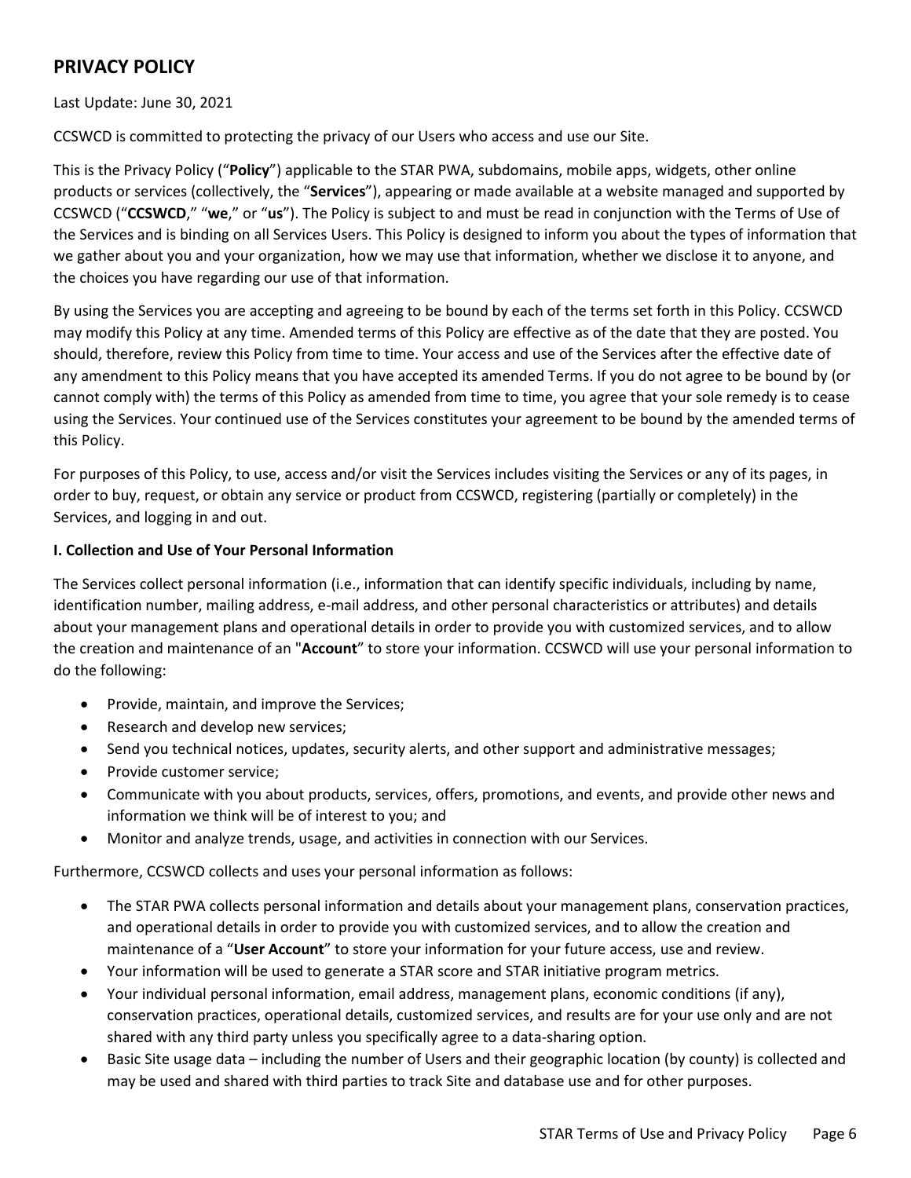## PRIVACY POLICY

Last Update: June 30, 2021

CCSWCD is committed to protecting the privacy of our Users who access and use our Site.

This is the Privacy Policy ("**Policy**") applicable to the STAR PWA, subdomains, mobile apps, widgets, other online products or services (collectively, the "**Services**"), appearing or made available at a website managed and supported by CCSWCD ("**CCSWCD**," "**we**," or "**us**"). The Policy is subject to and must be read in conjunction with the Terms of Use of the Services and is binding on all Services Users. This Policy is designed to inform you about the types of information that we gather about you and your organization, how we may use that information, whether we disclose it to anyone, and the choices you have regarding our use of that information.

By using the Services you are accepting and agreeing to be bound by each of the terms set forth in this Policy. CCSWCD may modify this Policy at any time. Amended terms of this Policy are effective as of the date that they are posted. You should, therefore, review this Policy from time to time. Your access and use of the Services after the effective date of any amendment to this Policy means that you have accepted its amended Terms. If you do not agree to be bound by (or cannot comply with) the terms of this Policy as amended from time to time, you agree that your sole remedy is to cease using the Services. Your continued use of the Services constitutes your agreement to be bound by the amended terms of this Policy.

For purposes of this Policy, to use, access and/or visit the Services includes visiting the Services or any of its pages, in order to buy, request, or obtain any service or product from CCSWCD, registering (partially or completely) in the Services, and logging in and out.

**I. Collection and Use of Your Personal Information**

The Services collect personal information (i.e., information that can identify specific individuals, including by name, identification number, mailing address, e-mail address, and other personal characteristics or attributes) and details about your management plans and operational details in order to provide you with customized services, and to allow the creation and maintenance of an "**Account**" to store your information. CCSWCD will use your personal information to do the following:

- Provide, maintain, and improve the Services;
- Research and develop new services;
- Send you technical notices, updates, security alerts, and other support and administrative messages;
- Provide customer service;
- Communicate with you about products, services, offers, promotions, and events, and provide other news and information we think will be of interest to you; and
- Monitor and analyze trends, usage, and activities in connection with our Services.

Furthermore, CCSWCD collects and uses your personal information as follows:

- The STAR PWA collects personal information and details about your management plans, conservation practices, and operational details in order to provide you with customized services, and to allow the creation and maintenance of a "**User Account**" to store your information for your future access, use and review.
- Your information will be used to generate a STAR score and STAR initiative program metrics.
- Your individual personal information, email address, management plans, economic conditions (if any), conservation practices, operational details, customized services, and results are for your use only and are not shared with any third party unless you specifically agree to a data-sharing option.
- Basic Site usage data – including the number of Users and their geographic location (by county) is collected and may be used and shared with third parties to track Site and database use and for other purposes.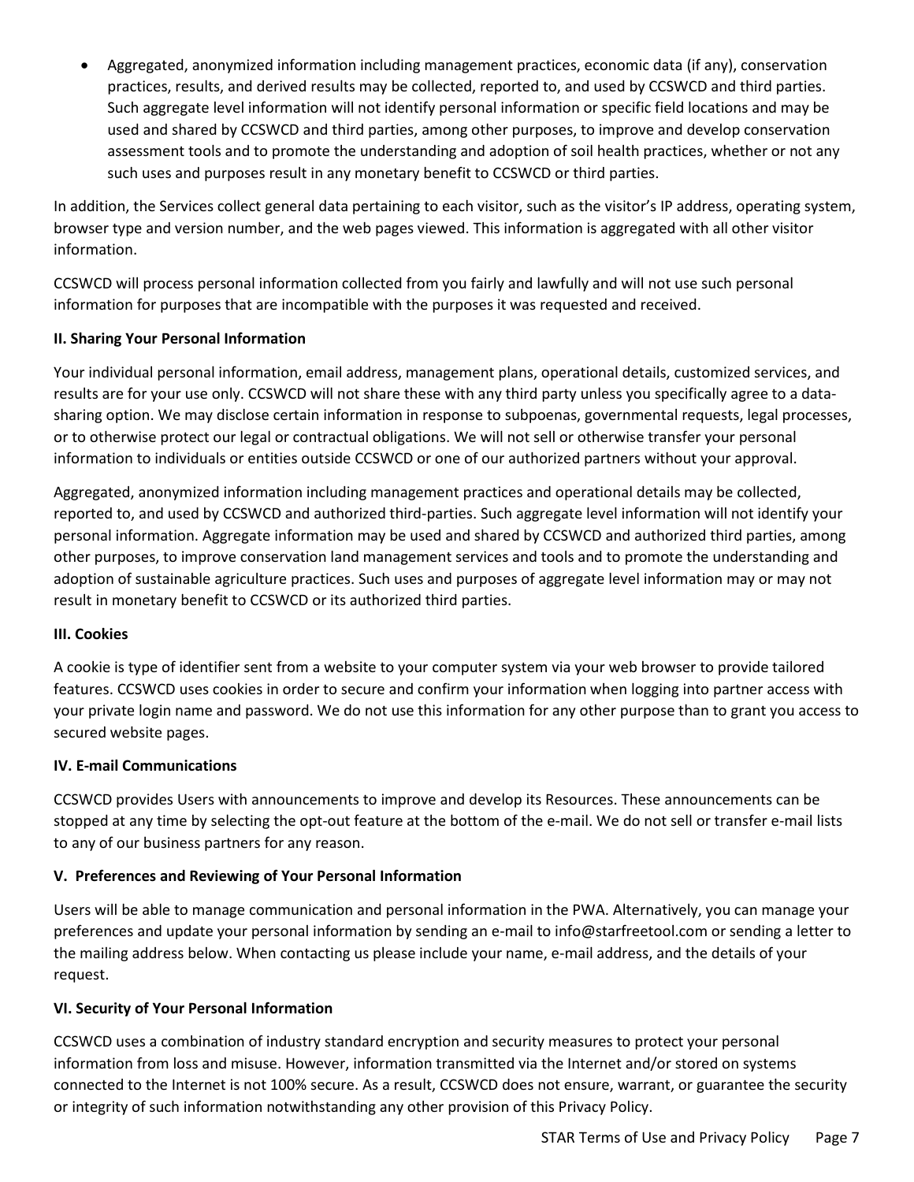- Aggregated, anonymized information including management practices, economic data (if any), conservation practices, results, and derived results may be collected, reported to, and used by CCSWCD and third parties. Such aggregate level information will not identify personal information or specific field locations and may be used and shared by CCSWCD and third parties, among other purposes, to improve and develop conservation assessment tools and to promote the understanding and adoption of soil health practices, whether or not any such uses and purposes result in any monetary benefit to CCSWCD or third parties.

In addition, the Services collect general data pertaining to each visitor, such as the visitor's IP address, operating system, browser type and version number, and the web pages viewed. This information is aggregated with all other visitor information.

CCSWCD will process personal information collected from you fairly and lawfully and will not use such personal information for purposes that are incompatible with the purposes it was requested and received.

**II. Sharing Your Personal Information**

Your individual personal information, email address, management plans, operational details, customized services, and results are for your use only. CCSWCD will not share these with any third party unless you specifically agree to a data-sharing option. We may disclose certain information in response to subpoenas, governmental requests, legal processes, or to otherwise protect our legal or contractual obligations. We will not sell or otherwise transfer your personal information to individuals or entities outside CCSWCD or one of our authorized partners without your approval.

Aggregated, anonymized information including management practices and operational details may be collected, reported to, and used by CCSWCD and authorized third-parties. Such aggregate level information will not identify your personal information. Aggregate information may be used and shared by CCSWCD and authorized third parties, among other purposes, to improve conservation land management services and tools and to promote the understanding and adoption of sustainable agriculture practices. Such uses and purposes of aggregate level information may or may not result in monetary benefit to CCSWCD or its authorized third parties.

**III. Cookies**

A cookie is type of identifier sent from a website to your computer system via your web browser to provide tailored features. CCSWCD uses cookies in order to secure and confirm your information when logging into partner access with your private login name and password. We do not use this information for any other purpose than to grant you access to secured website pages.

**IV. E-mail Communications**

CCSWCD provides Users with announcements to improve and develop its Resources. These announcements can be stopped at any time by selecting the opt-out feature at the bottom of the e-mail. We do not sell or transfer e-mail lists to any of our business partners for any reason.

**V. Preferences and Reviewing of Your Personal Information**

Users will be able to manage communication and personal information in the PWA. Alternatively, you can manage your preferences and update your personal information by sending an e-mail to info@starfreetool.com or sending a letter to the mailing address below. When contacting us please include your name, e-mail address, and the details of your request.

**VI. Security of Your Personal Information**

CCSWCD uses a combination of industry standard encryption and security measures to protect your personal information from loss and misuse. However, information transmitted via the Internet and/or stored on systems connected to the Internet is not 100% secure. As a result, CCSWCD does not ensure, warrant, or guarantee the security or integrity of such information notwithstanding any other provision of this Privacy Policy.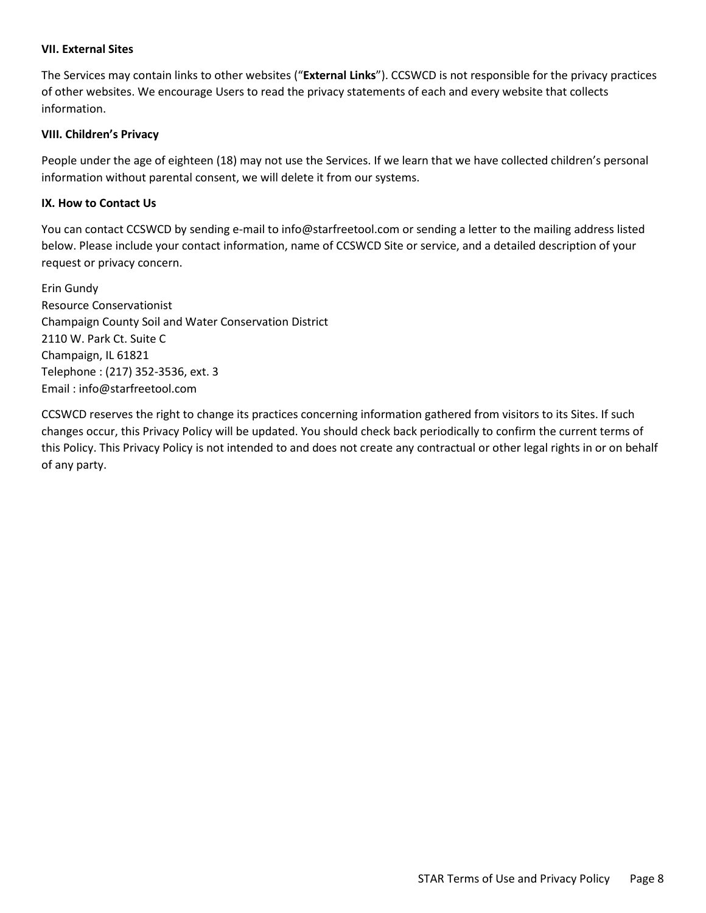### VII. External Sites

The Services may contain links to other websites ("**External Links**"). CCSWCD is not responsible for the privacy practices of other websites. We encourage Users to read the privacy statements of each and every website that collects information.

### VIII. Children's Privacy

People under the age of eighteen (18) may not use the Services. If we learn that we have collected children's personal information without parental consent, we will delete it from our systems.

### IX. How to Contact Us

You can contact CCSWCD by sending e-mail to info@starfreetool.com or sending a letter to the mailing address listed below. Please include your contact information, name of CCSWCD Site or service, and a detailed description of your request or privacy concern.

Erin Gundy
Resource Conservationist
Champaign County Soil and Water Conservation District
2110 W. Park Ct. Suite C
Champaign, IL 61821
Telephone : (217) 352-3536, ext. 3
Email : info@starfreetool.com

CCSWCD reserves the right to change its practices concerning information gathered from visitors to its Sites. If such changes occur, this Privacy Policy will be updated. You should check back periodically to confirm the current terms of this Policy. This Privacy Policy is not intended to and does not create any contractual or other legal rights in or on behalf of any party.